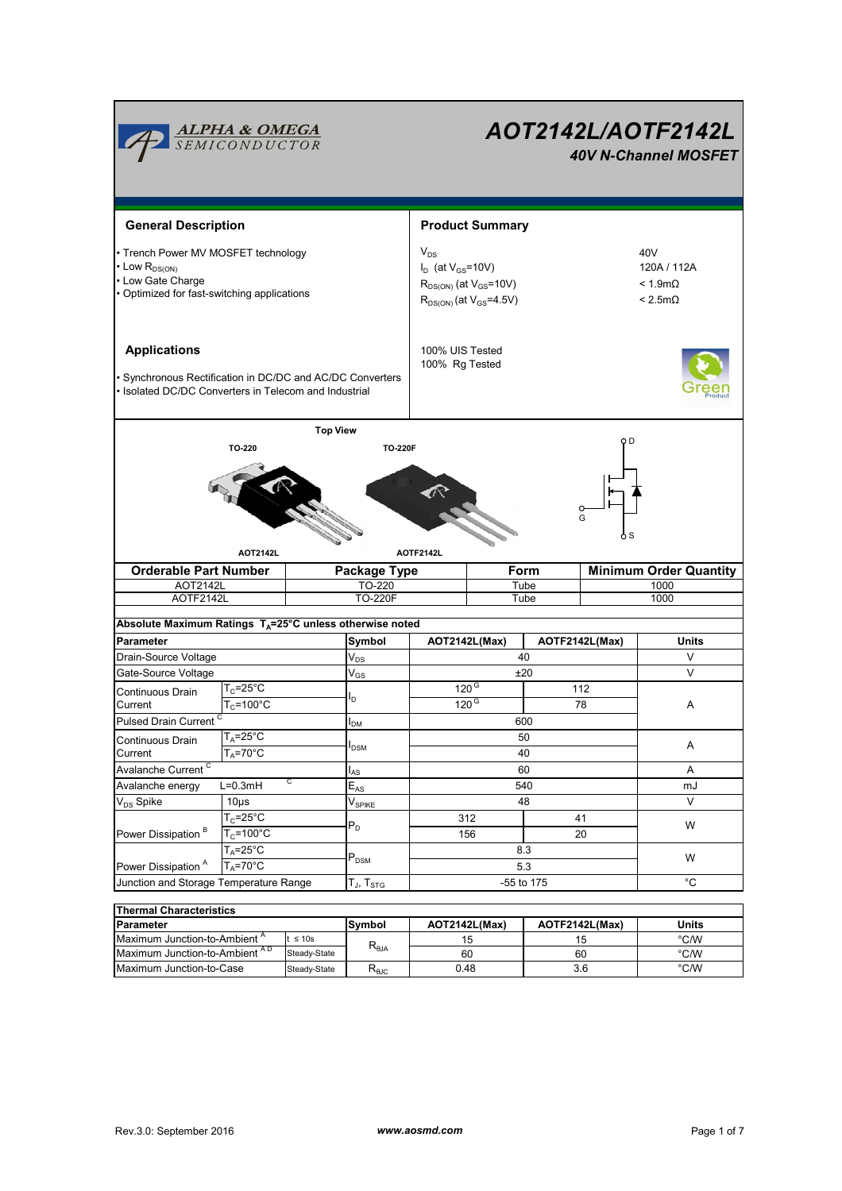# AOT2142L/AOTF2142L

## 40V N-Channel MOSFET

## General Description

- Trench Power MV MOSFET technology
- Low $R_{DS(ON)}$
- Low Gate Charge
- Optimized for fast-switching applications

## Product Summary

| | |
|---|---|
| $V_{DS}$ | 40V |
| $I_D$ (at $V_{GS}$=10V) | 120A / 112A |
| $R_{DS(ON)}$ (at $V_{GS}$=10V) | < 1.9mΩ |
| $R_{DS(ON)}$ (at $V_{GS}$=4.5V) | < 2.5mΩ |

100% UIS Tested
100% Rg Tested

## Applications

- Synchronous Rectification in DC/DC and AC/DC Converters
- Isolated DC/DC Converters in Telecom and Industrial

Top View

TO-220 — AOT2142L
TO-220F — AOTF2142L

| Orderable Part Number | Package Type | Form | Minimum Order Quantity |
|---|---|---|---|
| AOT2142L | TO-220 | Tube | 1000 |
| AOTF2142L | TO-220F | Tube | 1000 |

### Absolute Maximum Ratings $T_A$=25°C unless otherwise noted

| Parameter | | Symbol | AOT2142L(Max) | AOTF2142L(Max) | Units |
|---|---|---|---|---|---|
| Drain-Source Voltage | | $V_{DS}$ | 40 | | V |
| Gate-Source Voltage | | $V_{GS}$ | ±20 | | V |
| Continuous Drain Current | $T_C$=25°C | $I_D$ | 120 [G] | 112 | A |
| | $T_C$=100°C | | 120 [G] | 78 | |
| Pulsed Drain Current [C] | | $I_{DM}$ | 600 | | |
| Continuous Drain Current | $T_A$=25°C | $I_{DSM}$ | 50 | | A |
| | $T_A$=70°C | | 40 | | |
| Avalanche Current [C] | | $I_{AS}$ | 60 | | A |
| Avalanche energy | L=0.3mH [C] | $E_{AS}$ | 540 | | mJ |
| $V_{DS}$ Spike | 10µs | $V_{SPIKE}$ | 48 | | V |
| Power Dissipation [B] | $T_C$=25°C | $P_D$ | 312 | 41 | W |
| | $T_C$=100°C | | 156 | 20 | |
| Power Dissipation [A] | $T_A$=25°C | $P_{DSM}$ | 8.3 | | W |
| | $T_A$=70°C | | 5.3 | | |
| Junction and Storage Temperature Range | | $T_J$, $T_{STG}$ | -55 to 175 | | °C |

### Thermal Characteristics

| Parameter | | Symbol | AOT2142L(Max) | AOTF2142L(Max) | Units |
|---|---|---|---|---|---|
| Maximum Junction-to-Ambient [A] | t ≤ 10s | $R_{\theta JA}$ | 15 | 15 | °C/W |
| Maximum Junction-to-Ambient [A D] | Steady-State | | 60 | 60 | °C/W |
| Maximum Junction-to-Case | Steady-State | $R_{\theta JC}$ | 0.48 | 3.6 | °C/W |

Rev.3.0: September 2016 www.aosmd.com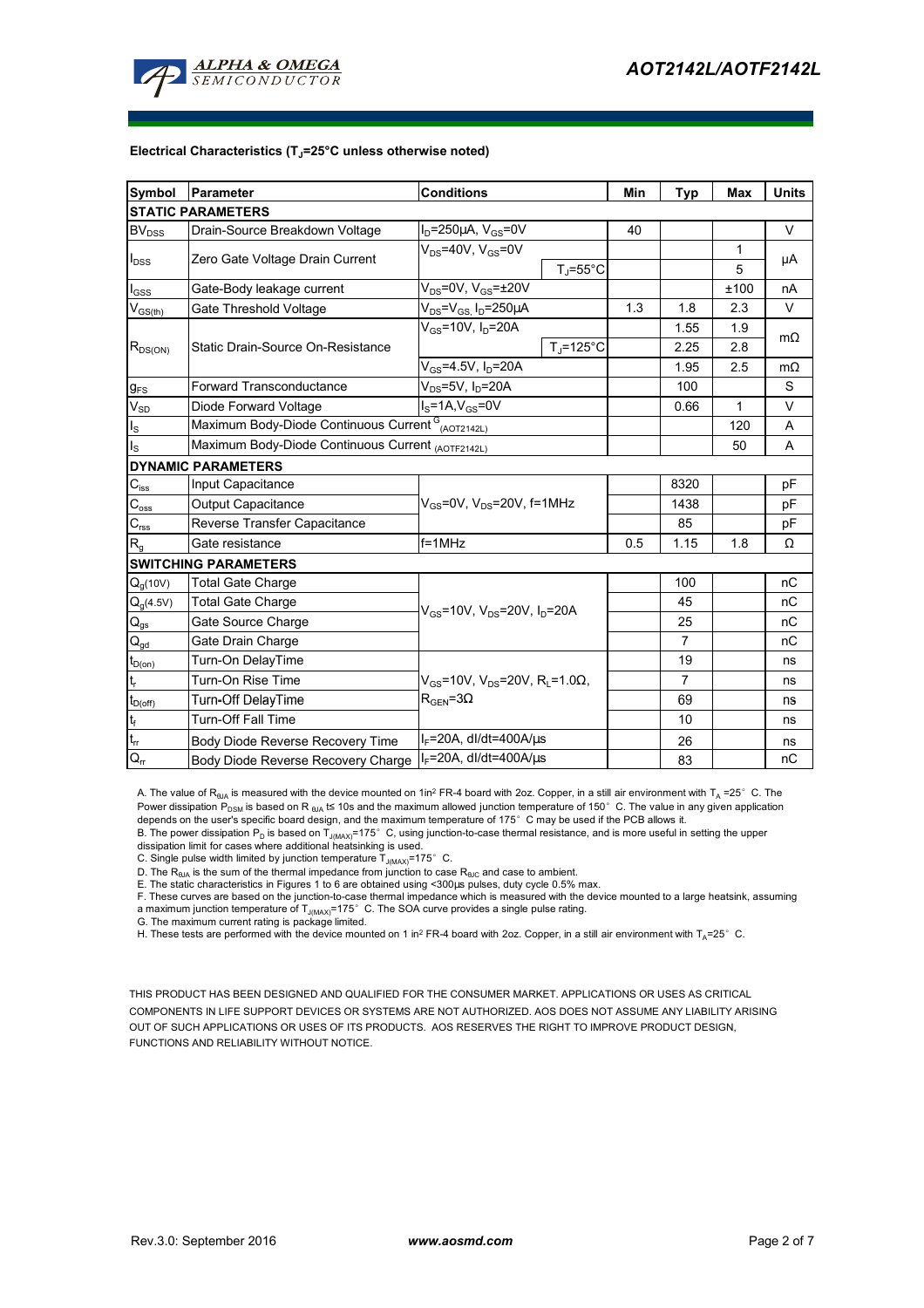**Electrical Characteristics ($T_J$=25°C unless otherwise noted)**

| Symbol | Parameter | Conditions | | Min | Typ | Max | Units |
|---|---|---|---|---|---|---|---|
| **STATIC PARAMETERS** | | | | | | | |
| $BV_{DSS}$ | Drain-Source Breakdown Voltage | $I_D$=250µA, $V_{GS}$=0V | | 40 | | | V |
| $I_{DSS}$ | Zero Gate Voltage Drain Current | $V_{DS}$=40V, $V_{GS}$=0V | | | | 1 | µA |
| | | | $T_J$=55°C | | | 5 | |
| $I_{GSS}$ | Gate-Body leakage current | $V_{DS}$=0V, $V_{GS}$=±20V | | | | ±100 | nA |
| $V_{GS(th)}$ | Gate Threshold Voltage | $V_{DS}$=$V_{GS}$, $I_D$=250µA | | 1.3 | 1.8 | 2.3 | V |
| $R_{DS(ON)}$ | Static Drain-Source On-Resistance | $V_{GS}$=10V, $I_D$=20A | | | 1.55 | 1.9 | mΩ |
| | | | $T_J$=125°C | | 2.25 | 2.8 | |
| | | $V_{GS}$=4.5V, $I_D$=20A | | | 1.95 | 2.5 | mΩ |
| $g_{FS}$ | Forward Transconductance | $V_{DS}$=5V, $I_D$=20A | | | 100 | | S |
| $V_{SD}$ | Diode Forward Voltage | $I_S$=1A, $V_{GS}$=0V | | | 0.66 | 1 | V |
| $I_S$ | Maximum Body-Diode Continuous Current [G] (AOT2142L) | | | | | 120 | A |
| $I_S$ | Maximum Body-Diode Continuous Current (AOTF2142L) | | | | | 50 | A |
| **DYNAMIC PARAMETERS** | | | | | | | |
| $C_{iss}$ | Input Capacitance | $V_{GS}$=0V, $V_{DS}$=20V, f=1MHz | | | 8320 | | pF |
| $C_{oss}$ | Output Capacitance | | | | 1438 | | pF |
| $C_{rss}$ | Reverse Transfer Capacitance | | | | 85 | | pF |
| $R_g$ | Gate resistance | f=1MHz | | 0.5 | 1.15 | 1.8 | Ω |
| **SWITCHING PARAMETERS** | | | | | | | |
| $Q_g$(10V) | Total Gate Charge | $V_{GS}$=10V, $V_{DS}$=20V, $I_D$=20A | | | 100 | | nC |
| $Q_g$(4.5V) | Total Gate Charge | | | | 45 | | nC |
| $Q_{gs}$ | Gate Source Charge | | | | 25 | | nC |
| $Q_{gd}$ | Gate Drain Charge | | | | 7 | | nC |
| $t_{D(on)}$ | Turn-On DelayTime | $V_{GS}$=10V, $V_{DS}$=20V, $R_L$=1.0Ω, $R_{GEN}$=3Ω | | | 19 | | ns |
| $t_r$ | Turn-On Rise Time | | | | 7 | | ns |
| $t_{D(off)}$ | Turn-Off DelayTime | | | | 69 | | ns |
| $t_f$ | Turn-Off Fall Time | | | | 10 | | ns |
| $t_{rr}$ | Body Diode Reverse Recovery Time | $I_F$=20A, dI/dt=400A/µs | | | 26 | | ns |
| $Q_{rr}$ | Body Diode Reverse Recovery Charge | $I_F$=20A, dI/dt=400A/µs | | | 83 | | nC |

A. The value of $R_{\theta JA}$ is measured with the device mounted on 1in² FR-4 board with 2oz. Copper, in a still air environment with $T_A$ =25° C. The Power dissipation $P_{DSM}$ is based on R $_{\theta JA}$ t≤ 10s and the maximum allowed junction temperature of 150° C. The value in any given application depends on the user's specific board design, and the maximum temperature of 175° C may be used if the PCB allows it.

B. The power dissipation $P_D$ is based on $T_{J(MAX)}$=175° C, using junction-to-case thermal resistance, and is more useful in setting the upper dissipation limit for cases where additional heatsinking is used.

C. Single pulse width limited by junction temperature $T_{J(MAX)}$=175° C.

D. The $R_{\theta JA}$ is the sum of the thermal impedance from junction to case $R_{\theta JC}$ and case to ambient.

E. The static characteristics in Figures 1 to 6 are obtained using <300µs pulses, duty cycle 0.5% max.

F. These curves are based on the junction-to-case thermal impedance which is measured with the device mounted to a large heatsink, assuming a maximum junction temperature of $T_{J(MAX)}$=175° C. The SOA curve provides a single pulse rating.

G. The maximum current rating is package limited.

H. These tests are performed with the device mounted on 1 in² FR-4 board with 2oz. Copper, in a still air environment with $T_A$=25° C.

THIS PRODUCT HAS BEEN DESIGNED AND QUALIFIED FOR THE CONSUMER MARKET. APPLICATIONS OR USES AS CRITICAL COMPONENTS IN LIFE SUPPORT DEVICES OR SYSTEMS ARE NOT AUTHORIZED. AOS DOES NOT ASSUME ANY LIABILITY ARISING OUT OF SUCH APPLICATIONS OR USES OF ITS PRODUCTS. AOS RESERVES THE RIGHT TO IMPROVE PRODUCT DESIGN, FUNCTIONS AND RELIABILITY WITHOUT NOTICE.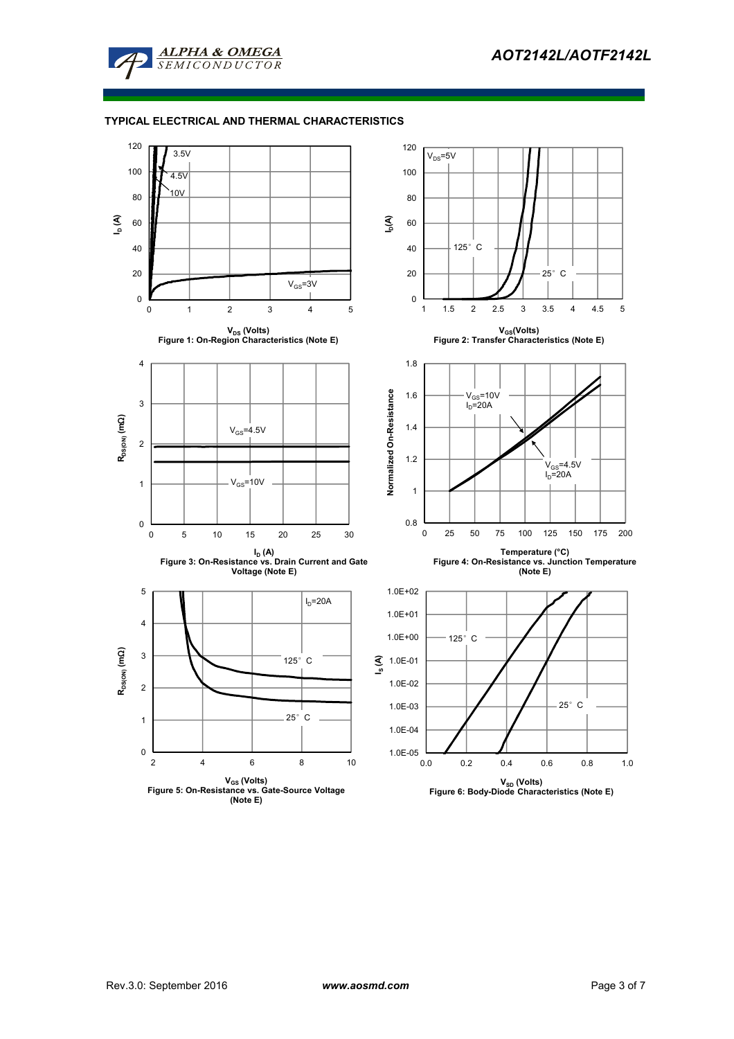## TYPICAL ELECTRICAL AND THERMAL CHARACTERISTICS

Figure 1: On-Region Characteristics (Note E)

Figure 2: Transfer Characteristics (Note E)

Figure 3: On-Resistance vs. Drain Current and Gate Voltage (Note E)

Figure 4: On-Resistance vs. Junction Temperature (Note E)

Figure 5: On-Resistance vs. Gate-Source Voltage (Note E)

Figure 6: Body-Diode Characteristics (Note E)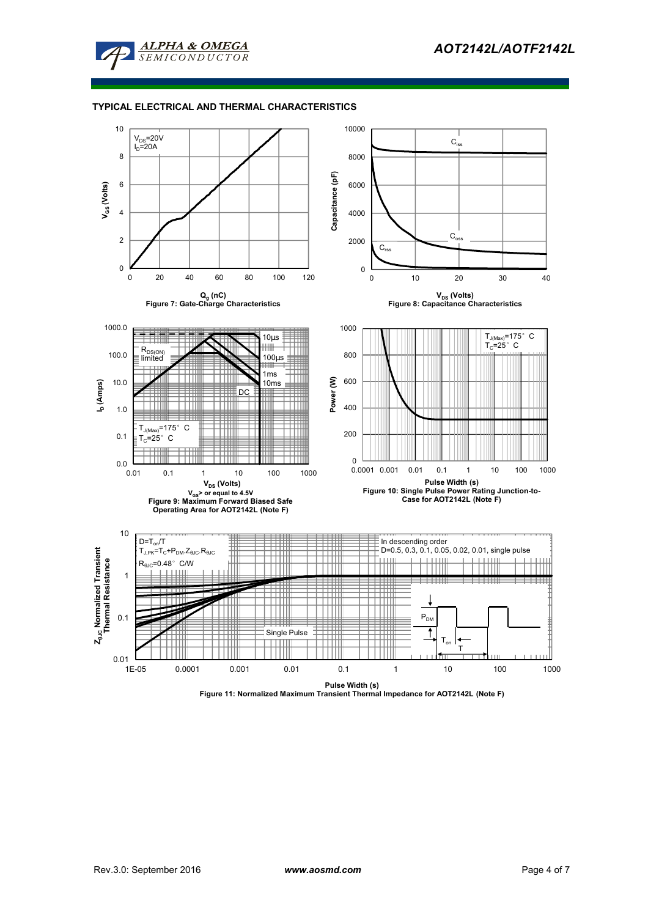## TYPICAL ELECTRICAL AND THERMAL CHARACTERISTICS

$V_{DS}$=20V
$I_D$=20A

$V_{GS}$ (Volts)

$Q_g$ (nC)

Figure 7: Gate-Charge Characteristics

$C_{iss}$
$C_{oss}$
$C_{rss}$

Capacitance (pF)

$V_{DS}$ (Volts)

Figure 8: Capacitance Characteristics

$R_{DS(ON)}$ limited
10µs
100µs
1ms
10ms
DC
$T_{J(Max)}$=175° C
$T_C$=25° C

$I_D$ (Amps)

$V_{DS}$ (Volts)

$V_{GS}$> or equal to 4.5V

Figure 9: Maximum Forward Biased Safe Operating Area for AOT2142L (Note F)

$T_{J(Max)}$=175° C
$T_C$=25° C

Power (W)

Pulse Width (s)

Figure 10: Single Pulse Power Rating Junction-to-Case for AOT2142L (Note F)

$D=T_{on}/T$
$T_{J,PK}=T_C+P_{DM}.Z_{\theta JC}.R_{\theta JC}$
$R_{\theta JC}$=0.48° C/W

In descending order
D=0.5, 0.3, 0.1, 0.05, 0.02, 0.01, single pulse

Single Pulse

$P_{DM}$
$T_{on}$
T

$Z_{\theta JC}$ Normalized Transient Thermal Resistance

Pulse Width (s)

Figure 11: Normalized Maximum Transient Thermal Impedance for AOT2142L (Note F)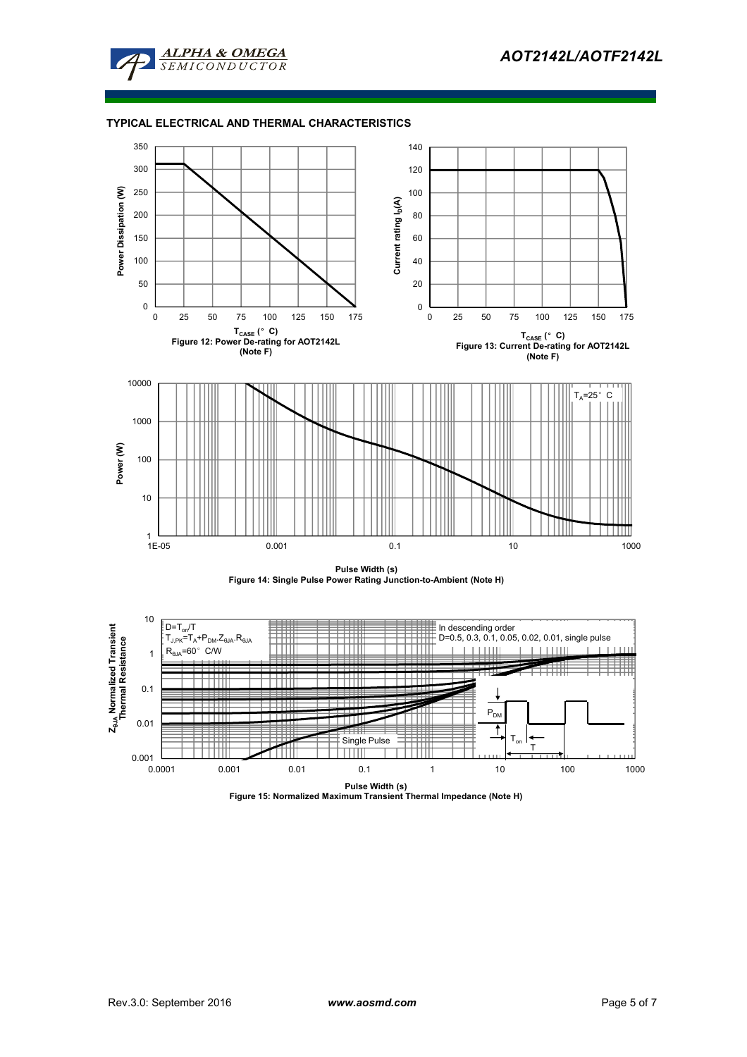## TYPICAL ELECTRICAL AND THERMAL CHARACTERISTICS

Power Dissipation (W)

$T_{CASE}$ (° C)

Figure 12: Power De-rating for AOT2142L (Note F)

Current rating $I_D$(A)

$T_{CASE}$ (° C)

Figure 13: Current De-rating for AOT2142L (Note F)

$T_A$=25° C

Power (W)

Pulse Width (s)

Figure 14: Single Pulse Power Rating Junction-to-Ambient (Note H)

D=$T_{on}$/T

$T_{J,PK}=T_A+P_{DM}.Z_{\theta JA}.R_{\theta JA}$

$R_{\theta JA}$=60° C/W

In descending order

D=0.5, 0.3, 0.1, 0.05, 0.02, 0.01, single pulse

Single Pulse

$P_{DM}$

$T_{on}$

T

$Z_{\theta JA}$ Normalized Transient Thermal Resistance

Pulse Width (s)

Figure 15: Normalized Maximum Transient Thermal Impedance (Note H)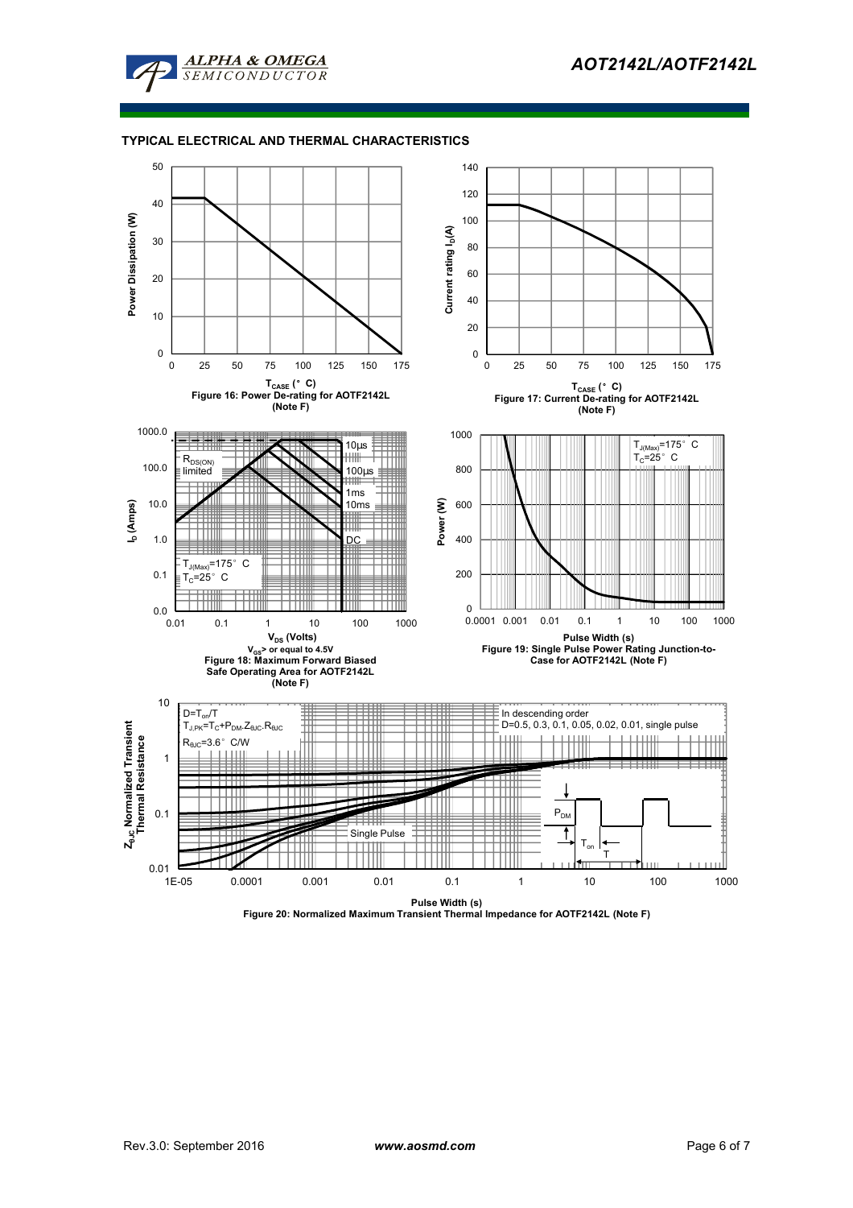## TYPICAL ELECTRICAL AND THERMAL CHARACTERISTICS

Power Dissipation (W)

$T_{CASE}$ (°C)

Figure 16: Power De-rating for AOTF2142L (Note F)

Current rating $I_D$(A)

$T_{CASE}$ (°C)

Figure 17: Current De-rating for AOTF2142L (Note F)

$I_D$ (Amps)

$R_{DS(ON)}$ limited

10µs

100µs

1ms

10ms

DC

$T_{J(Max)}$=175°C

$T_C$=25°C

$V_{DS}$ (Volts)

$V_{GS}$> or equal to 4.5V

Figure 18: Maximum Forward Biased Safe Operating Area for AOTF2142L (Note F)

Power (W)

$T_{J(Max)}$=175°C

$T_C$=25°C

Pulse Width (s)

Figure 19: Single Pulse Power Rating Junction-to-Case for AOTF2142L (Note F)

$Z_{\theta JC}$ Normalized Transient Thermal Resistance

$D=T_{on}/T$

$T_{J,PK}=T_C+P_{DM}.Z_{\theta JC}.R_{\theta JC}$

$R_{\theta JC}$=3.6°C/W

In descending order

D=0.5, 0.3, 0.1, 0.05, 0.02, 0.01, single pulse

Single Pulse

$P_{DM}$

$T_{on}$

T

Pulse Width (s)

Figure 20: Normalized Maximum Transient Thermal Impedance for AOTF2142L (Note F)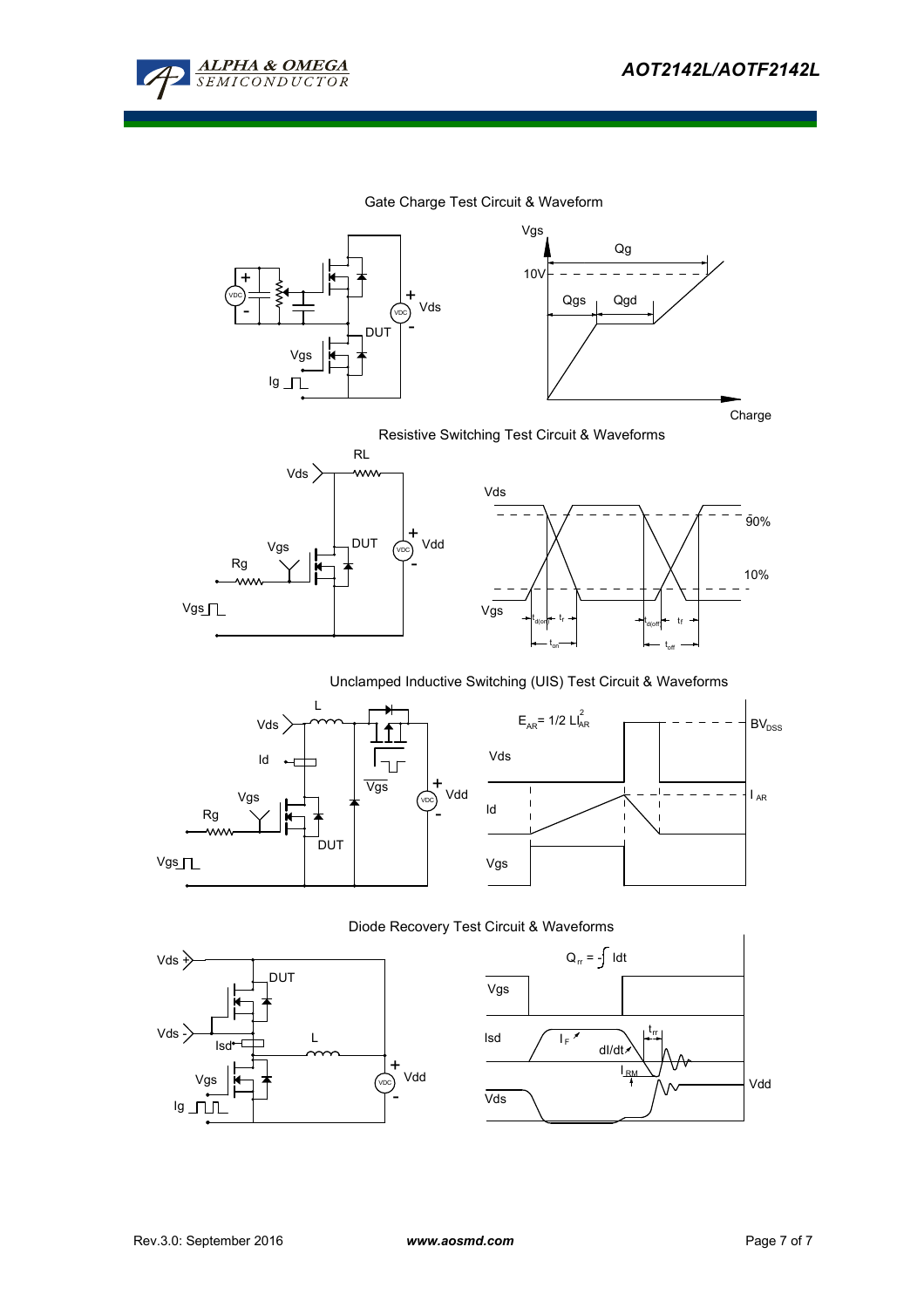## Gate Charge Test Circuit & Waveform

VDC
+
-
DUT
Vgs
Ig
+
VDC
Vds
-

Vgs
Qg
10V
Qgs
Qgd
Charge

## Resistive Switching Test Circuit & Waveforms

RL
Vds
Vgs
DUT
+
VDC
Vdd
-
Rg
Vgs

Vds
90%
10%
Vgs
$t_{d(on)}$
$t_r$
$t_{on}$
$t_{d(off)}$
$t_f$
$t_{off}$

## Unclamped Inductive Switching (UIS) Test Circuit & Waveforms

L
Vds
Id
Vgs
Rg
Vgs
DUT
Vgs
+
VDC
Vdd
-

$E_{AR} = 1/2\ L I_{AR}^2$
$BV_{DSS}$
Vds
Id
$I_{AR}$
Vgs

## Diode Recovery Test Circuit & Waveforms

Vds +
DUT
Vds -
Isd
L
Vgs
+
VDC
Vdd
-
Ig

$Q_{rr} = -\int Idt$
Vgs
Isd
$I_F$
$t_{rr}$
dI/dt
$I_{RM}$
Vds
Vdd